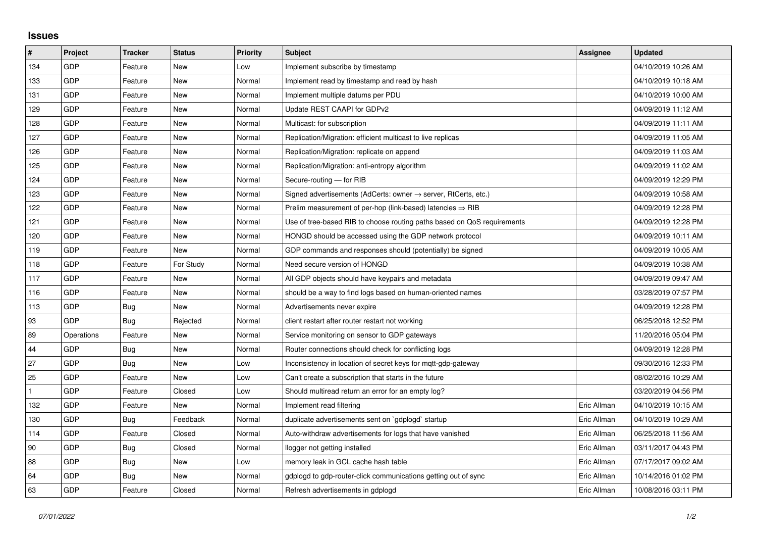## Issues

| # | Project | Tracker | Status | Priority | Subject | Assignee | Updated |
|---|---|---|---|---|---|---|---|
| 134 | GDP | Feature | New | Low | Implement subscribe by timestamp | | 04/10/2019 10:26 AM |
| 133 | GDP | Feature | New | Normal | Implement read by timestamp and read by hash | | 04/10/2019 10:18 AM |
| 131 | GDP | Feature | New | Normal | Implement multiple datums per PDU | | 04/10/2019 10:00 AM |
| 129 | GDP | Feature | New | Normal | Update REST CAAPI for GDPv2 | | 04/09/2019 11:12 AM |
| 128 | GDP | Feature | New | Normal | Multicast: for subscription | | 04/09/2019 11:11 AM |
| 127 | GDP | Feature | New | Normal | Replication/Migration: efficient multicast to live replicas | | 04/09/2019 11:05 AM |
| 126 | GDP | Feature | New | Normal | Replication/Migration: replicate on append | | 04/09/2019 11:03 AM |
| 125 | GDP | Feature | New | Normal | Replication/Migration: anti-entropy algorithm | | 04/09/2019 11:02 AM |
| 124 | GDP | Feature | New | Normal | Secure-routing — for RIB | | 04/09/2019 12:29 PM |
| 123 | GDP | Feature | New | Normal | Signed advertisements (AdCerts: owner → server, RtCerts, etc.) | | 04/09/2019 10:58 AM |
| 122 | GDP | Feature | New | Normal | Prelim measurement of per-hop (link-based) latencies ⇒ RIB | | 04/09/2019 12:28 PM |
| 121 | GDP | Feature | New | Normal | Use of tree-based RIB to choose routing paths based on QoS requirements | | 04/09/2019 12:28 PM |
| 120 | GDP | Feature | New | Normal | HONGD should be accessed using the GDP network protocol | | 04/09/2019 10:11 AM |
| 119 | GDP | Feature | New | Normal | GDP commands and responses should (potentially) be signed | | 04/09/2019 10:05 AM |
| 118 | GDP | Feature | For Study | Normal | Need secure version of HONGD | | 04/09/2019 10:38 AM |
| 117 | GDP | Feature | New | Normal | All GDP objects should have keypairs and metadata | | 04/09/2019 09:47 AM |
| 116 | GDP | Feature | New | Normal | should be a way to find logs based on human-oriented names | | 03/28/2019 07:57 PM |
| 113 | GDP | Bug | New | Normal | Advertisements never expire | | 04/09/2019 12:28 PM |
| 93 | GDP | Bug | Rejected | Normal | client restart after router restart not working | | 06/25/2018 12:52 PM |
| 89 | Operations | Feature | New | Normal | Service monitoring on sensor to GDP gateways | | 11/20/2016 05:04 PM |
| 44 | GDP | Bug | New | Normal | Router connections should check for conflicting logs | | 04/09/2019 12:28 PM |
| 27 | GDP | Bug | New | Low | Inconsistency in location of secret keys for mqtt-gdp-gateway | | 09/30/2016 12:33 PM |
| 25 | GDP | Feature | New | Low | Can't create a subscription that starts in the future | | 08/02/2016 10:29 AM |
| 1 | GDP | Feature | Closed | Low | Should multiread return an error for an empty log? | | 03/20/2019 04:56 PM |
| 132 | GDP | Feature | New | Normal | Implement read filtering | Eric Allman | 04/10/2019 10:15 AM |
| 130 | GDP | Bug | Feedback | Normal | duplicate advertisements sent on `gdplogd` startup | Eric Allman | 04/10/2019 10:29 AM |
| 114 | GDP | Feature | Closed | Normal | Auto-withdraw advertisements for logs that have vanished | Eric Allman | 06/25/2018 11:56 AM |
| 90 | GDP | Bug | Closed | Normal | llogger not getting installed | Eric Allman | 03/11/2017 04:43 PM |
| 88 | GDP | Bug | New | Low | memory leak in GCL cache hash table | Eric Allman | 07/17/2017 09:02 AM |
| 64 | GDP | Bug | New | Normal | gdplogd to gdp-router-click communications getting out of sync | Eric Allman | 10/14/2016 01:02 PM |
| 63 | GDP | Feature | Closed | Normal | Refresh advertisements in gdplogd | Eric Allman | 10/08/2016 03:11 PM |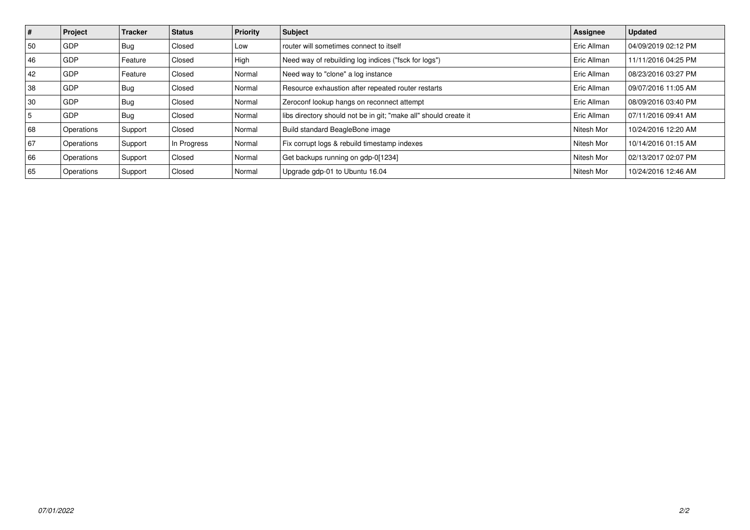| # | Project | Tracker | Status | Priority | Subject | Assignee | Updated |
|---|---|---|---|---|---|---|---|
| 50 | GDP | Bug | Closed | Low | router will sometimes connect to itself | Eric Allman | 04/09/2019 02:12 PM |
| 46 | GDP | Feature | Closed | High | Need way of rebuilding log indices ("fsck for logs") | Eric Allman | 11/11/2016 04:25 PM |
| 42 | GDP | Feature | Closed | Normal | Need way to "clone" a log instance | Eric Allman | 08/23/2016 03:27 PM |
| 38 | GDP | Bug | Closed | Normal | Resource exhaustion after repeated router restarts | Eric Allman | 09/07/2016 11:05 AM |
| 30 | GDP | Bug | Closed | Normal | Zeroconf lookup hangs on reconnect attempt | Eric Allman | 08/09/2016 03:40 PM |
| 5 | GDP | Bug | Closed | Normal | libs directory should not be in git; "make all" should create it | Eric Allman | 07/11/2016 09:41 AM |
| 68 | Operations | Support | Closed | Normal | Build standard BeagleBone image | Nitesh Mor | 10/24/2016 12:20 AM |
| 67 | Operations | Support | In Progress | Normal | Fix corrupt logs & rebuild timestamp indexes | Nitesh Mor | 10/14/2016 01:15 AM |
| 66 | Operations | Support | Closed | Normal | Get backups running on gdp-0[1234] | Nitesh Mor | 02/13/2017 02:07 PM |
| 65 | Operations | Support | Closed | Normal | Upgrade gdp-01 to Ubuntu 16.04 | Nitesh Mor | 10/24/2016 12:46 AM |